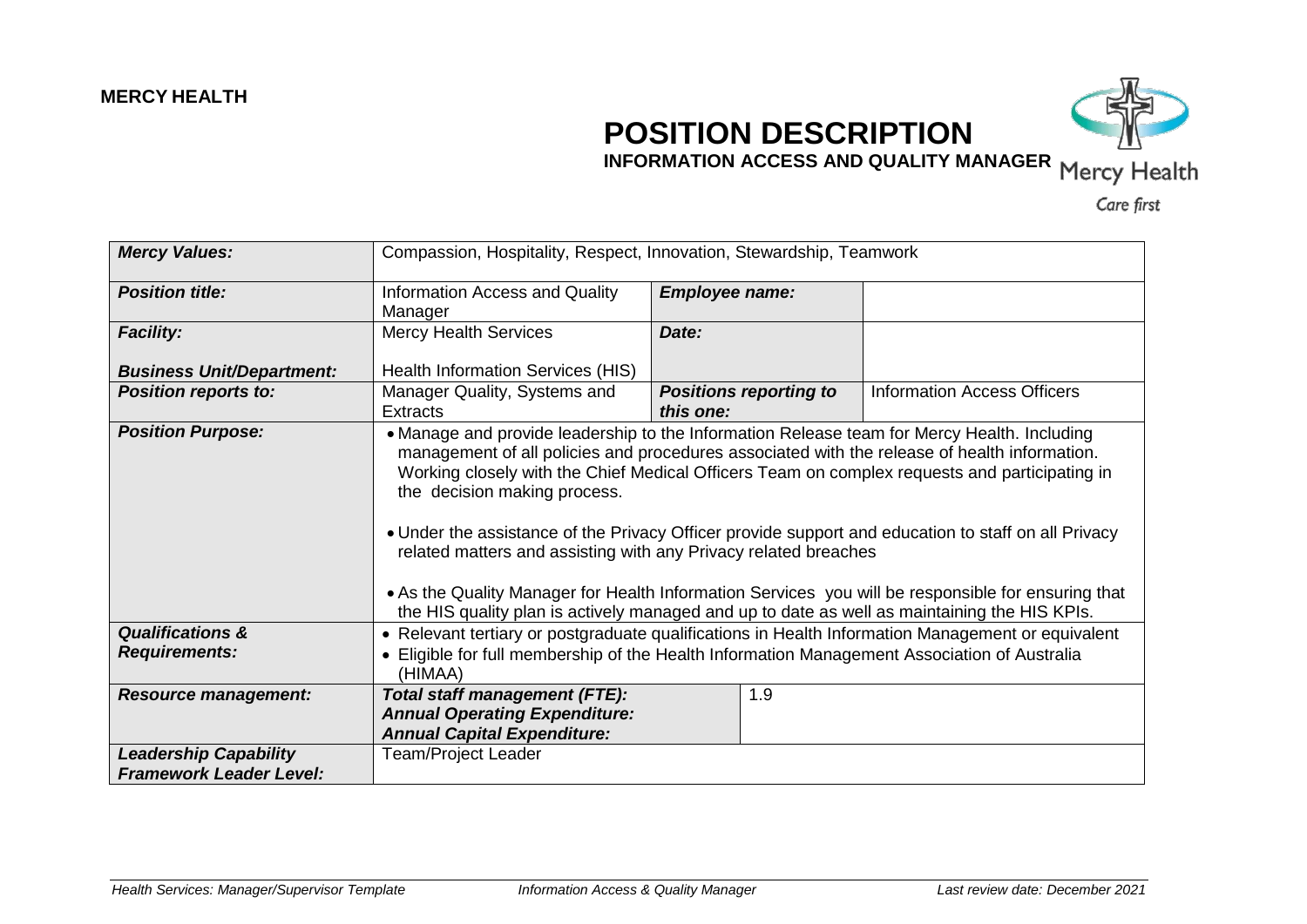**MERCY HEALTH**

# POSITION DESCRIPTION

## INFORMATION ACCESS AND QUALITY MANAGER

Mercy Health

Care first

| | | | |
|---|---|---|---|
| ***Mercy Values:*** | Compassion, Hospitality, Respect, Innovation, Stewardship, Teamwork | | |
| ***Position title:*** | Information Access and Quality Manager | ***Employee name:*** | |
| ***Facility:*** <br><br> ***Business Unit/Department:*** | Mercy Health Services <br><br> Health Information Services (HIS) | ***Date:*** | |
| ***Position reports to:*** | Manager Quality, Systems and Extracts | ***Positions reporting to this one:*** | Information Access Officers |
| ***Position Purpose:*** | • Manage and provide leadership to the Information Release team for Mercy Health. Including management of all policies and procedures associated with the release of health information. Working closely with the Chief Medical Officers Team on complex requests and participating in the decision making process.<br><br>• Under the assistance of the Privacy Officer provide support and education to staff on all Privacy related matters and assisting with any Privacy related breaches<br><br>• As the Quality Manager for Health Information Services you will be responsible for ensuring that the HIS quality plan is actively managed and up to date as well as maintaining the HIS KPIs. | | |
| ***Qualifications & Requirements:*** | • Relevant tertiary or postgraduate qualifications in Health Information Management or equivalent<br>• Eligible for full membership of the Health Information Management Association of Australia (HIMAA) | | |
| ***Resource management:*** | ***Total staff management (FTE):***<br>***Annual Operating Expenditure:***<br>***Annual Capital Expenditure:*** | 1.9 | |
| ***Leadership Capability Framework Leader Level:*** | Team/Project Leader | | |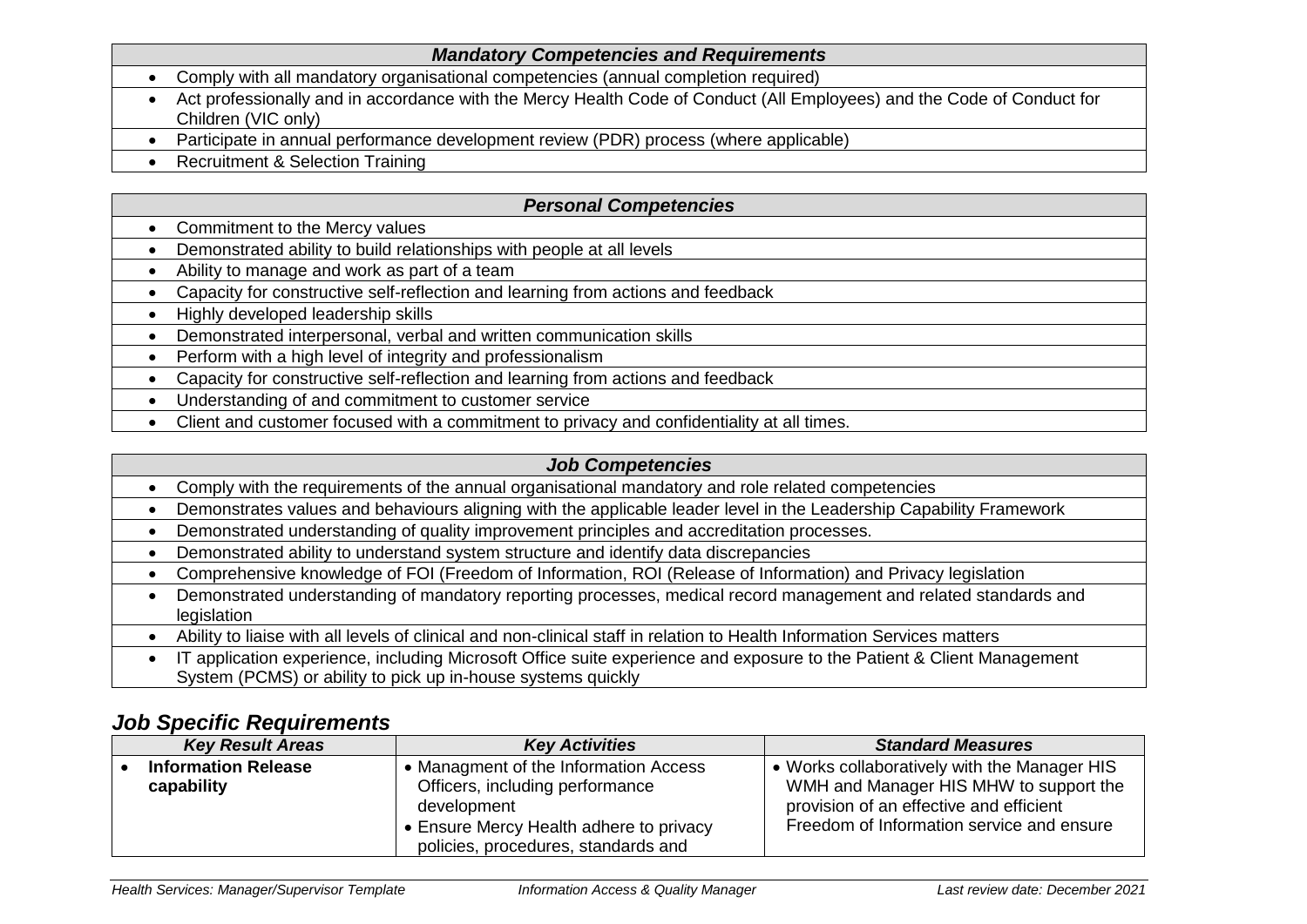| *Mandatory Competencies and Requirements* |
|---|
| • Comply with all mandatory organisational competencies (annual completion required) |
| • Act professionally and in accordance with the Mercy Health Code of Conduct (All Employees) and the Code of Conduct for Children (VIC only) |
| • Participate in annual performance development review (PDR) process (where applicable) |
| • Recruitment & Selection Training |

| *Personal Competencies* |
|---|
| • Commitment to the Mercy values |
| • Demonstrated ability to build relationships with people at all levels |
| • Ability to manage and work as part of a team |
| • Capacity for constructive self-reflection and learning from actions and feedback |
| • Highly developed leadership skills |
| • Demonstrated interpersonal, verbal and written communication skills |
| • Perform with a high level of integrity and professionalism |
| • Capacity for constructive self-reflection and learning from actions and feedback |
| • Understanding of and commitment to customer service |
| • Client and customer focused with a commitment to privacy and confidentiality at all times. |

| *Job Competencies* |
|---|
| • Comply with the requirements of the annual organisational mandatory and role related competencies |
| • Demonstrates values and behaviours aligning with the applicable leader level in the Leadership Capability Framework |
| • Demonstrated understanding of quality improvement principles and accreditation processes. |
| • Demonstrated ability to understand system structure and identify data discrepancies |
| • Comprehensive knowledge of FOI (Freedom of Information, ROI (Release of Information) and Privacy legislation |
| • Demonstrated understanding of mandatory reporting processes, medical record management and related standards and legislation |
| • Ability to liaise with all levels of clinical and non-clinical staff in relation to Health Information Services matters |
| • IT application experience, including Microsoft Office suite experience and exposure to the Patient & Client Management System (PCMS) or ability to pick up in-house systems quickly |

## *Job Specific Requirements*

| *Key Result Areas* | *Key Activities* | *Standard Measures* |
|---|---|---|
| • **Information Release capability** | • Managment of the Information Access Officers, including performance development<br>• Ensure Mercy Health adhere to privacy policies, procedures, standards and | • Works collaboratively with the Manager HIS WMH and Manager HIS MHW to support the provision of an effective and efficient Freedom of Information service and ensure |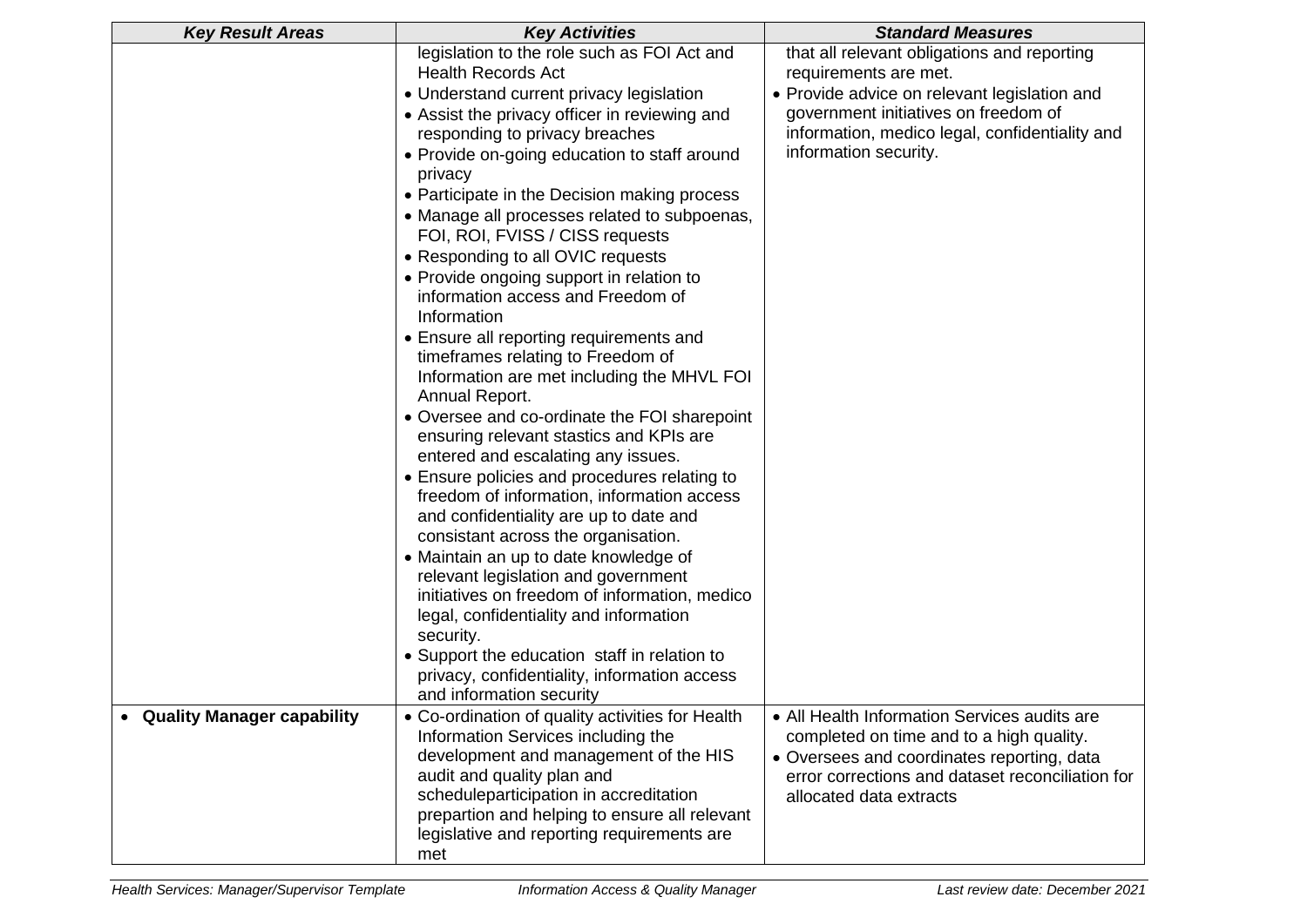| *Key Result Areas* | *Key Activities* | *Standard Measures* |
| --- | --- | --- |
| | legislation to the role such as FOI Act and Health Records Act<br>• Understand current privacy legislation<br>• Assist the privacy officer in reviewing and responding to privacy breaches<br>• Provide on-going education to staff around privacy<br>• Participate in the Decision making process<br>• Manage all processes related to subpoenas, FOI, ROI, FVISS / CISS requests<br>• Responding to all OVIC requests<br>• Provide ongoing support in relation to information access and Freedom of Information<br>• Ensure all reporting requirements and timeframes relating to Freedom of Information are met including the MHVL FOI Annual Report.<br>• Oversee and co-ordinate the FOI sharepoint ensuring relevant stastics and KPIs are entered and escalating any issues.<br>• Ensure policies and procedures relating to freedom of information, information access and confidentiality are up to date and consistant across the organisation.<br>• Maintain an up to date knowledge of relevant legislation and government initiatives on freedom of information, medico legal, confidentiality and information security.<br>• Support the education staff in relation to privacy, confidentiality, information access and information security | that all relevant obligations and reporting requirements are met.<br>• Provide advice on relevant legislation and government initiatives on freedom of information, medico legal, confidentiality and information security. |
| • **Quality Manager capability** | • Co-ordination of quality activities for Health Information Services including the development and management of the HIS audit and quality plan and scheduleparticipation in accreditation prepartion and helping to ensure all relevant legislative and reporting requirements are met | • All Health Information Services audits are completed on time and to a high quality.<br>• Oversees and coordinates reporting, data error corrections and dataset reconciliation for allocated data extracts |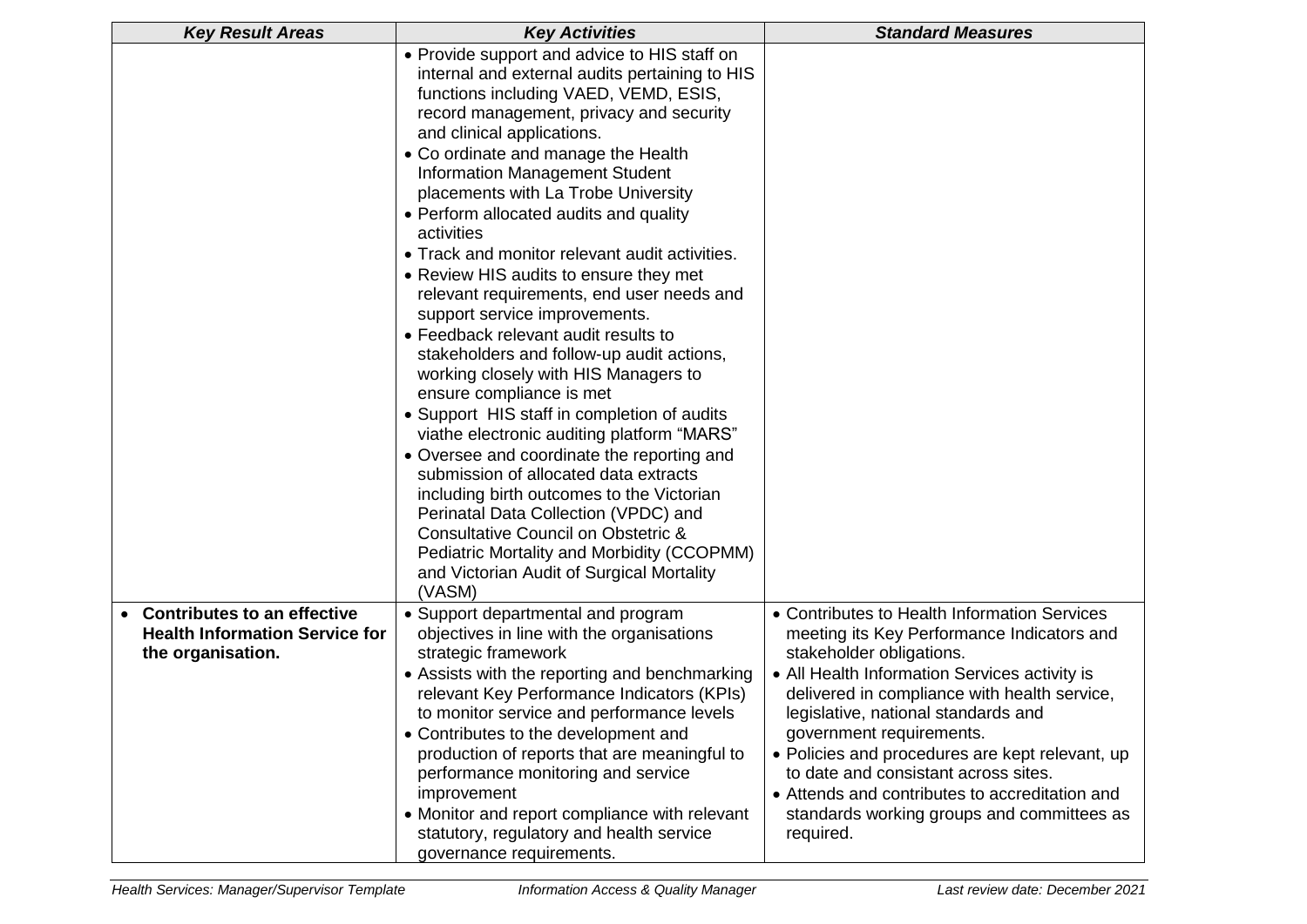| *Key Result Areas* | *Key Activities* | *Standard Measures* |
|---|---|---|
| | • Provide support and advice to HIS staff on internal and external audits pertaining to HIS functions including VAED, VEMD, ESIS, record management, privacy and security and clinical applications.<br>• Co ordinate and manage the Health Information Management Student placements with La Trobe University<br>• Perform allocated audits and quality activities<br>• Track and monitor relevant audit activities.<br>• Review HIS audits to ensure they met relevant requirements, end user needs and support service improvements.<br>• Feedback relevant audit results to stakeholders and follow-up audit actions, working closely with HIS Managers to ensure compliance is met<br>• Support HIS staff in completion of audits viathe electronic auditing platform "MARS"<br>• Oversee and coordinate the reporting and submission of allocated data extracts including birth outcomes to the Victorian Perinatal Data Collection (VPDC) and Consultative Council on Obstetric & Pediatric Mortality and Morbidity (CCOPMM) and Victorian Audit of Surgical Mortality (VASM) | |
| • **Contributes to an effective Health Information Service for the organisation.** | • Support departmental and program objectives in line with the organisations strategic framework<br>• Assists with the reporting and benchmarking relevant Key Performance Indicators (KPIs) to monitor service and performance levels<br>• Contributes to the development and production of reports that are meaningful to performance monitoring and service improvement<br>• Monitor and report compliance with relevant statutory, regulatory and health service governance requirements. | • Contributes to Health Information Services meeting its Key Performance Indicators and stakeholder obligations.<br>• All Health Information Services activity is delivered in compliance with health service, legislative, national standards and government requirements.<br>• Policies and procedures are kept relevant, up to date and consistant across sites.<br>• Attends and contributes to accreditation and standards working groups and committees as required. |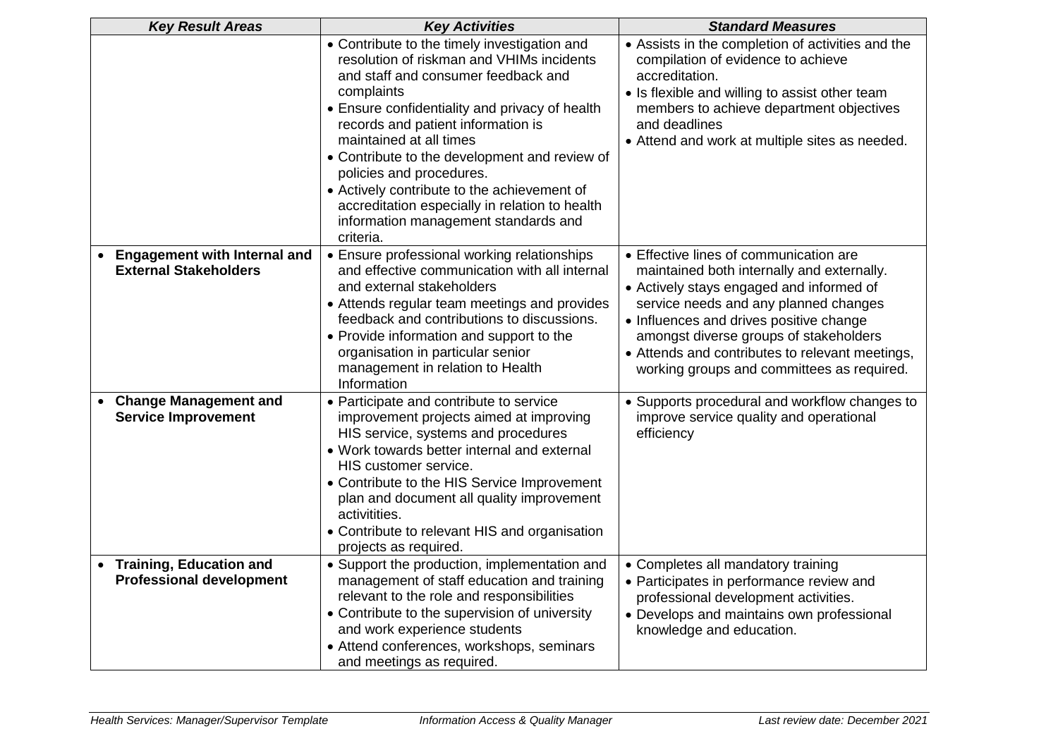| *Key Result Areas* | *Key Activities* | *Standard Measures* |
|---|---|---|
| | • Contribute to the timely investigation and resolution of riskman and VHIMs incidents and staff and consumer feedback and complaints<br>• Ensure confidentiality and privacy of health records and patient information is maintained at all times<br>• Contribute to the development and review of policies and procedures.<br>• Actively contribute to the achievement of accreditation especially in relation to health information management standards and criteria. | • Assists in the completion of activities and the compilation of evidence to achieve accreditation.<br>• Is flexible and willing to assist other team members to achieve department objectives and deadlines<br>• Attend and work at multiple sites as needed. |
| • **Engagement with Internal and External Stakeholders** | • Ensure professional working relationships and effective communication with all internal and external stakeholders<br>• Attends regular team meetings and provides feedback and contributions to discussions.<br>• Provide information and support to the organisation in particular senior management in relation to Health Information | • Effective lines of communication are maintained both internally and externally.<br>• Actively stays engaged and informed of service needs and any planned changes<br>• Influences and drives positive change amongst diverse groups of stakeholders<br>• Attends and contributes to relevant meetings, working groups and committees as required. |
| • **Change Management and Service Improvement** | • Participate and contribute to service improvement projects aimed at improving HIS service, systems and procedures<br>• Work towards better internal and external HIS customer service.<br>• Contribute to the HIS Service Improvement plan and document all quality improvement activitities.<br>• Contribute to relevant HIS and organisation projects as required. | • Supports procedural and workflow changes to improve service quality and operational efficiency |
| • **Training, Education and Professional development** | • Support the production, implementation and management of staff education and training relevant to the role and responsibilities<br>• Contribute to the supervision of university and work experience students<br>• Attend conferences, workshops, seminars and meetings as required. | • Completes all mandatory training<br>• Participates in performance review and professional development activities.<br>• Develops and maintains own professional knowledge and education. |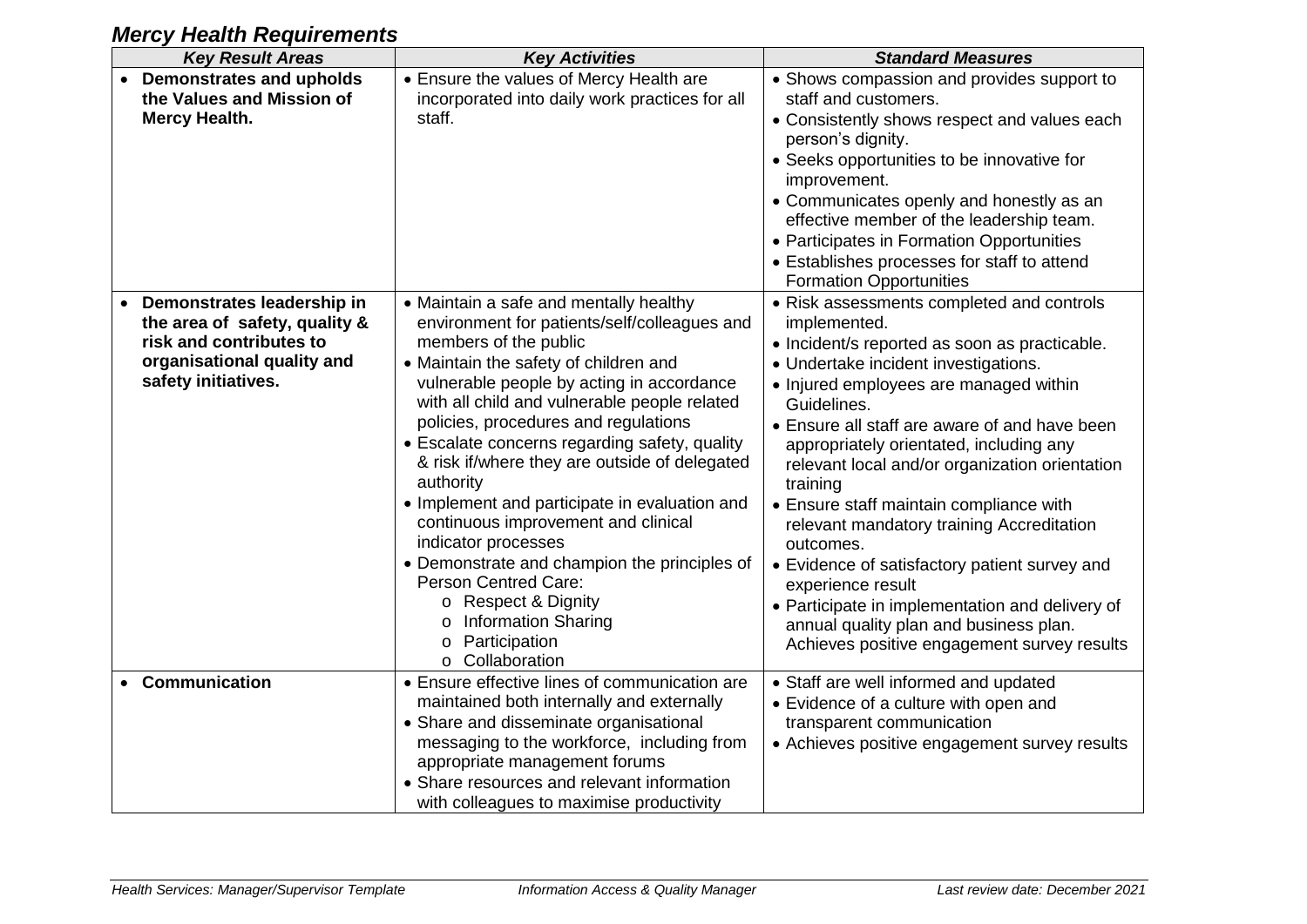## *Mercy Health Requirements*

| *Key Result Areas* | *Key Activities* | *Standard Measures* |
|---|---|---|
| • **Demonstrates and upholds the Values and Mission of Mercy Health.** | • Ensure the values of Mercy Health are incorporated into daily work practices for all staff. | • Shows compassion and provides support to staff and customers.<br>• Consistently shows respect and values each person's dignity.<br>• Seeks opportunities to be innovative for improvement.<br>• Communicates openly and honestly as an effective member of the leadership team.<br>• Participates in Formation Opportunities<br>• Establishes processes for staff to attend Formation Opportunities |
| • **Demonstrates leadership in the area of safety, quality & risk and contributes to organisational quality and safety initiatives.** | • Maintain a safe and mentally healthy environment for patients/self/colleagues and members of the public<br>• Maintain the safety of children and vulnerable people by acting in accordance with all child and vulnerable people related policies, procedures and regulations<br>• Escalate concerns regarding safety, quality & risk if/where they are outside of delegated authority<br>• Implement and participate in evaluation and continuous improvement and clinical indicator processes<br>• Demonstrate and champion the principles of Person Centred Care:<br>o Respect & Dignity<br>o Information Sharing<br>o Participation<br>o Collaboration | • Risk assessments completed and controls implemented.<br>• Incident/s reported as soon as practicable.<br>• Undertake incident investigations.<br>• Injured employees are managed within Guidelines.<br>• Ensure all staff are aware of and have been appropriately orientated, including any relevant local and/or organization orientation training<br>• Ensure staff maintain compliance with relevant mandatory training Accreditation outcomes.<br>• Evidence of satisfactory patient survey and experience result<br>• Participate in implementation and delivery of annual quality plan and business plan. Achieves positive engagement survey results |
| • **Communication** | • Ensure effective lines of communication are maintained both internally and externally<br>• Share and disseminate organisational messaging to the workforce, including from appropriate management forums<br>• Share resources and relevant information with colleagues to maximise productivity | • Staff are well informed and updated<br>• Evidence of a culture with open and transparent communication<br>• Achieves positive engagement survey results |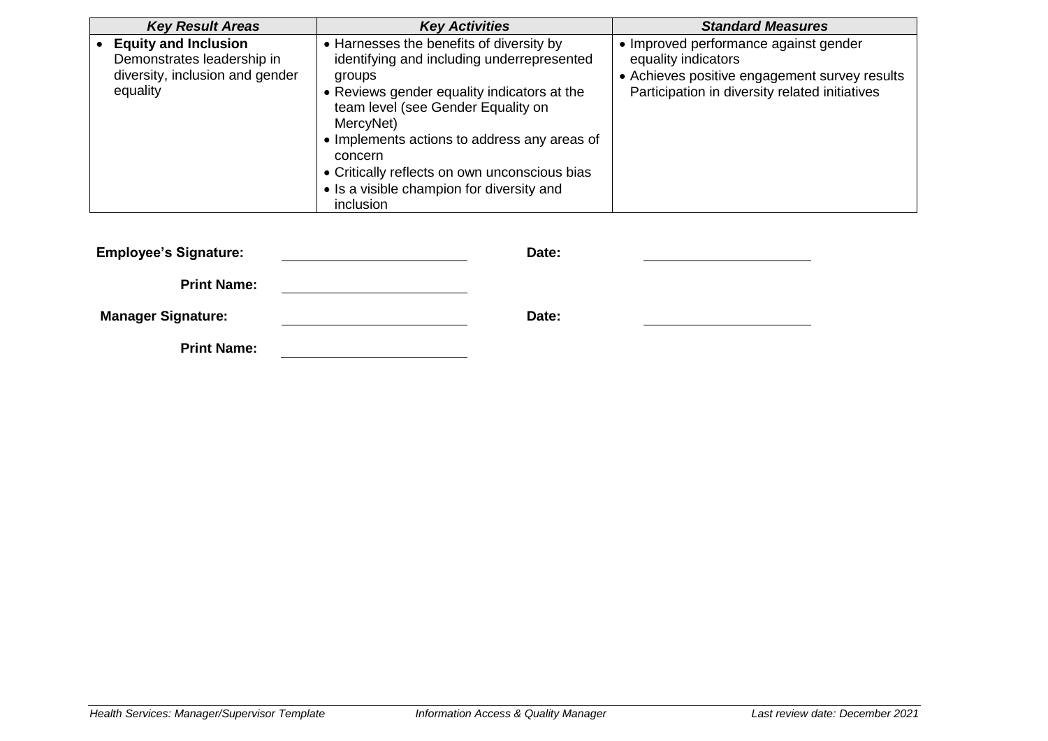| *Key Result Areas* | *Key Activities* | *Standard Measures* |
|---|---|---|
| • **Equity and Inclusion** Demonstrates leadership in diversity, inclusion and gender equality | • Harnesses the benefits of diversity by identifying and including underrepresented groups<br>• Reviews gender equality indicators at the team level (see Gender Equality on MercyNet)<br>• Implements actions to address any areas of concern<br>• Critically reflects on own unconscious bias<br>• Is a visible champion for diversity and inclusion | • Improved performance against gender equality indicators<br>• Achieves positive engagement survey results Participation in diversity related initiatives |

**Employee's Signature:** ______________________ **Date:** ______________________

**Print Name:** ______________________

**Manager Signature:** ______________________ **Date:** ______________________

**Print Name:** ______________________